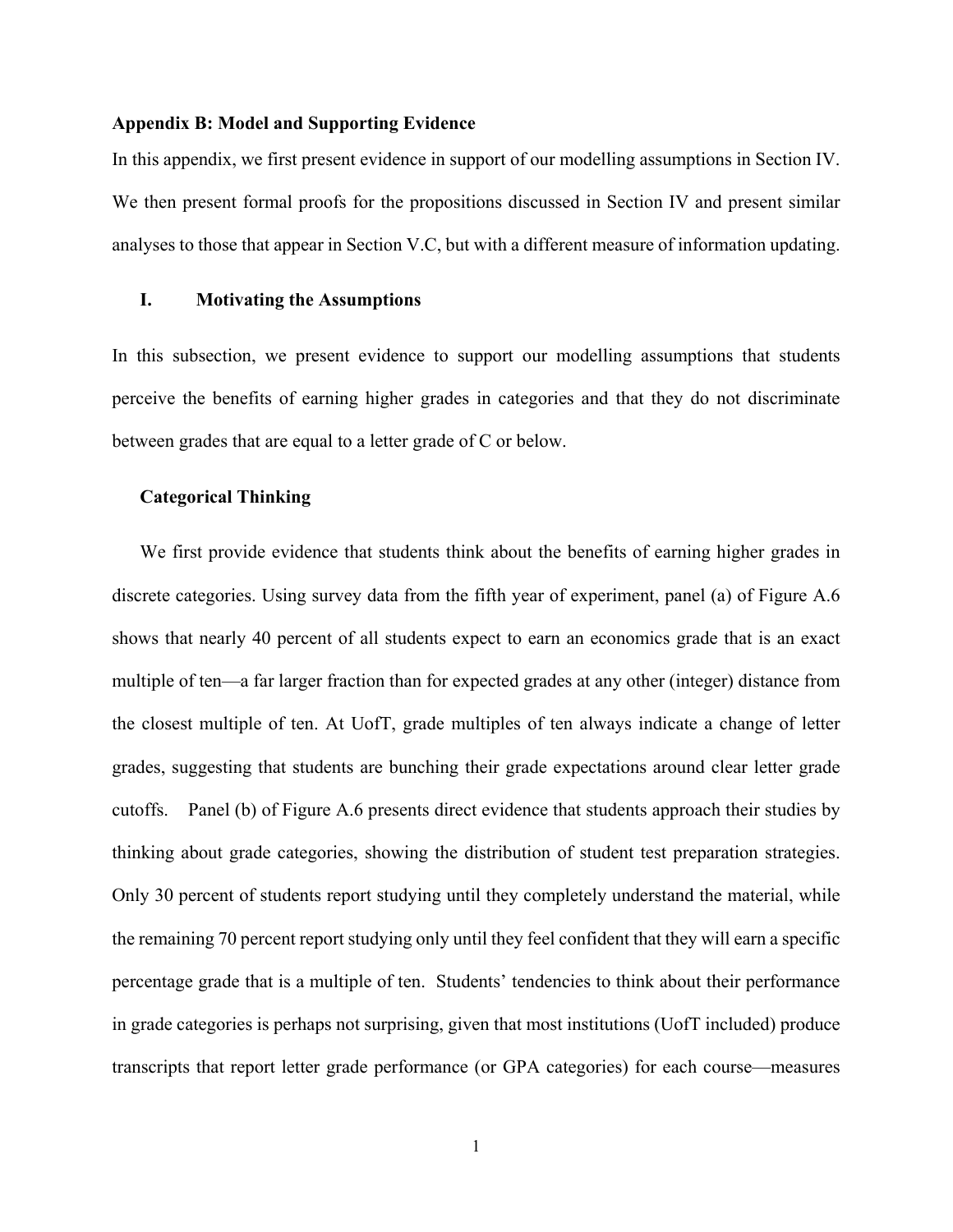**Appendix B: Model and Supporting Evidence**

In this appendix, we first present evidence in support of our modelling assumptions in Section IV. We then present formal proofs for the propositions discussed in Section IV and present similar analyses to those that appear in Section V.C, but with a different measure of information updating.

## I. Motivating the Assumptions

In this subsection, we present evidence to support our modelling assumptions that students perceive the benefits of earning higher grades in categories and that they do not discriminate between grades that are equal to a letter grade of C or below.

### Categorical Thinking

We first provide evidence that students think about the benefits of earning higher grades in discrete categories. Using survey data from the fifth year of experiment, panel (a) of Figure A.6 shows that nearly 40 percent of all students expect to earn an economics grade that is an exact multiple of ten—a far larger fraction than for expected grades at any other (integer) distance from the closest multiple of ten. At UofT, grade multiples of ten always indicate a change of letter grades, suggesting that students are bunching their grade expectations around clear letter grade cutoffs. Panel (b) of Figure A.6 presents direct evidence that students approach their studies by thinking about grade categories, showing the distribution of student test preparation strategies. Only 30 percent of students report studying until they completely understand the material, while the remaining 70 percent report studying only until they feel confident that they will earn a specific percentage grade that is a multiple of ten. Students' tendencies to think about their performance in grade categories is perhaps not surprising, given that most institutions (UofT included) produce transcripts that report letter grade performance (or GPA categories) for each course—measures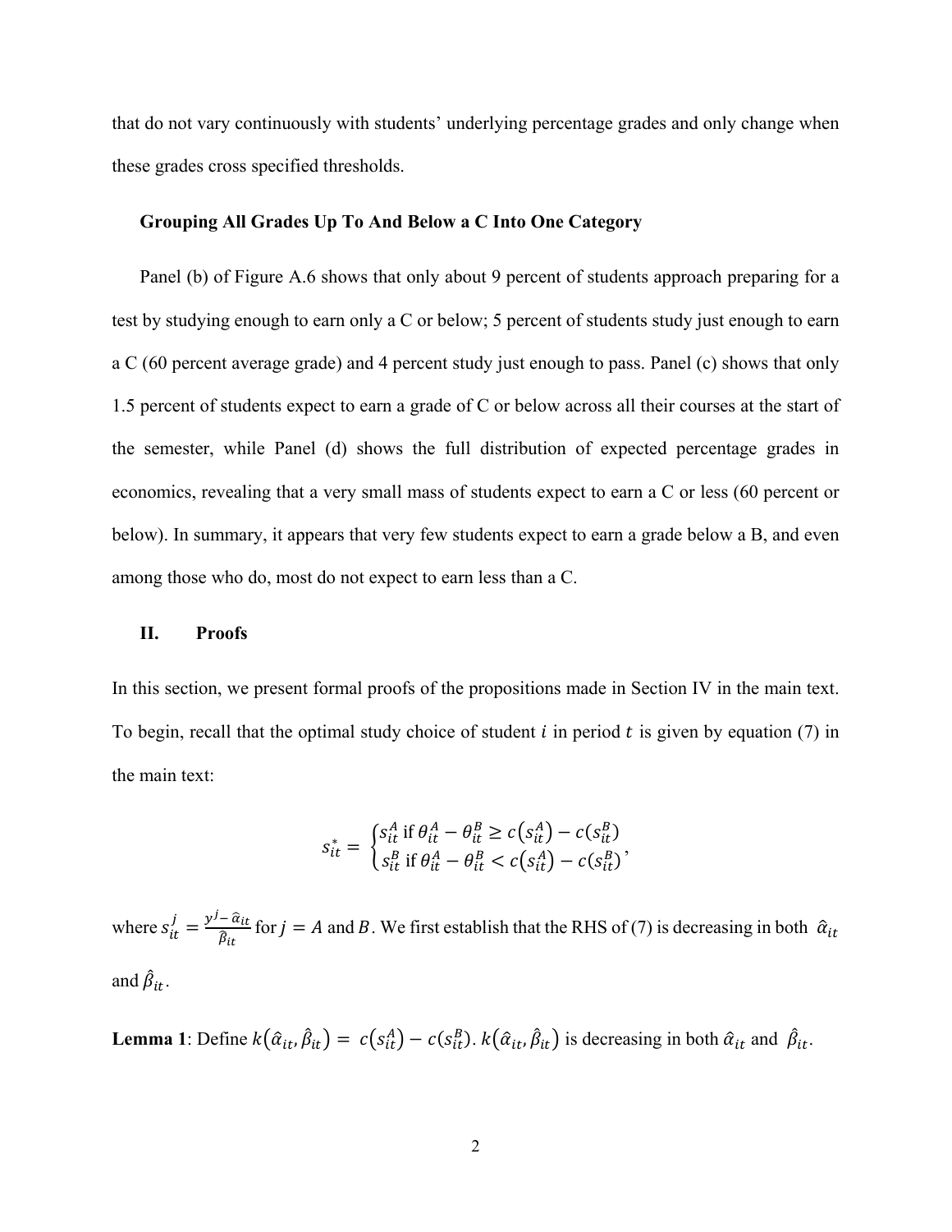that do not vary continuously with students' underlying percentage grades and only change when these grades cross specified thresholds.

**Grouping All Grades Up To And Below a C Into One Category**

Panel (b) of Figure A.6 shows that only about 9 percent of students approach preparing for a test by studying enough to earn only a C or below; 5 percent of students study just enough to earn a C (60 percent average grade) and 4 percent study just enough to pass. Panel (c) shows that only 1.5 percent of students expect to earn a grade of C or below across all their courses at the start of the semester, while Panel (d) shows the full distribution of expected percentage grades in economics, revealing that a very small mass of students expect to earn a C or less (60 percent or below). In summary, it appears that very few students expect to earn a grade below a B, and even among those who do, most do not expect to earn less than a C.

## II. Proofs

In this section, we present formal proofs of the propositions made in Section IV in the main text. To begin, recall that the optimal study choice of student $i$ in period $t$ is given by equation (7) in the main text:

$$s_{it}^{*} = \begin{cases} s_{it}^{A} \text{ if } \theta_{it}^{A} - \theta_{it}^{B} \geq c\left(s_{it}^{A}\right) - c\left(s_{it}^{B}\right) \\ s_{it}^{B} \text{ if } \theta_{it}^{A} - \theta_{it}^{B} < c\left(s_{it}^{A}\right) - c\left(s_{it}^{B}\right) \end{cases},$$

where $s_{it}^{j} = \frac{y^{j} - \hat{\alpha}_{it}}{\hat{\beta}_{it}}$ for $j = A$ and $B$. We first establish that the RHS of (7) is decreasing in both $\hat{\alpha}_{it}$ and $\hat{\beta}_{it}$.

**Lemma 1**: Define $k\left(\hat{\alpha}_{it}, \hat{\beta}_{it}\right) = c\left(s_{it}^{A}\right) - c\left(s_{it}^{B}\right)$. $k\left(\hat{\alpha}_{it}, \hat{\beta}_{it}\right)$ is decreasing in both $\hat{\alpha}_{it}$ and $\hat{\beta}_{it}$.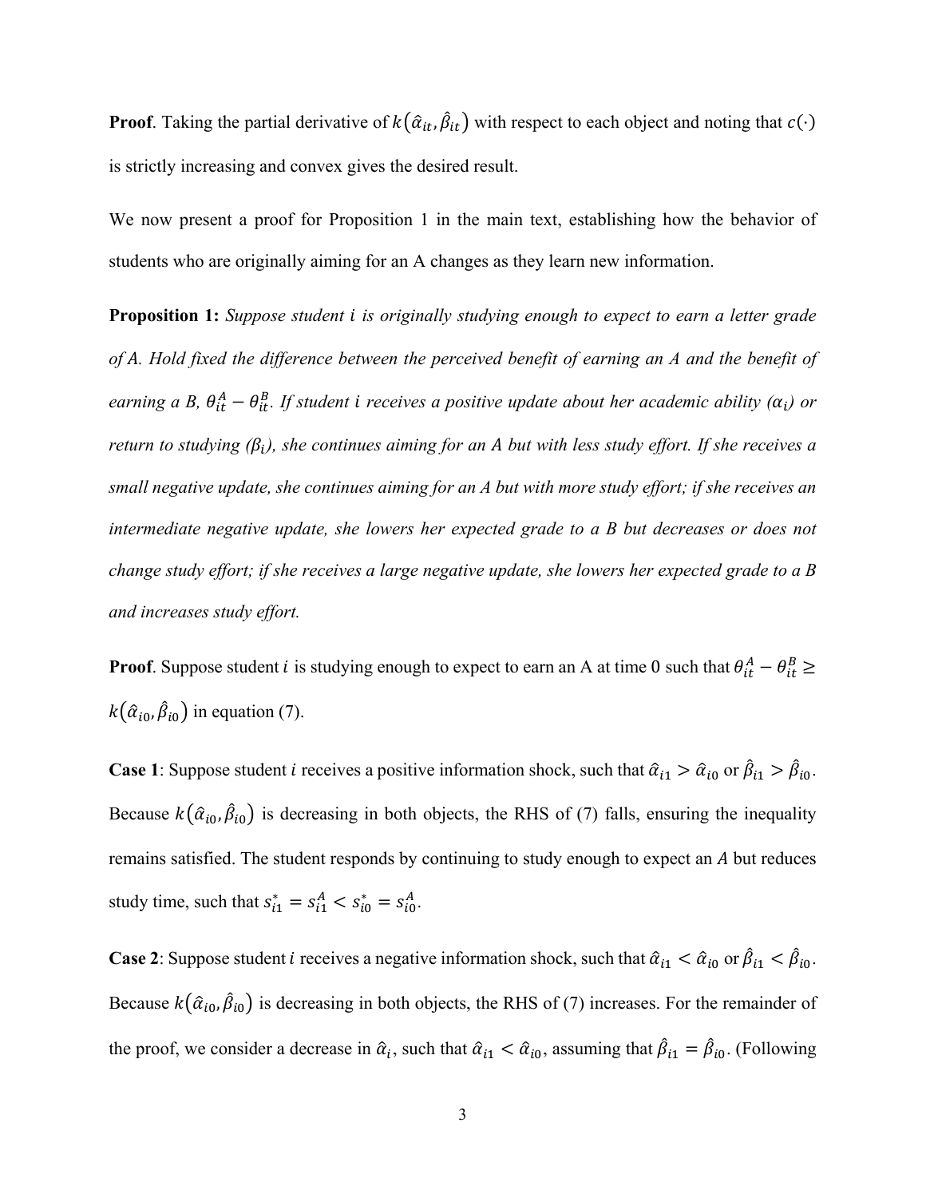**Proof**. Taking the partial derivative of $k(\hat{\alpha}_{it}, \hat{\beta}_{it})$ with respect to each object and noting that $c(\cdot)$ is strictly increasing and convex gives the desired result.

We now present a proof for Proposition 1 in the main text, establishing how the behavior of students who are originally aiming for an A changes as they learn new information.

**Proposition 1:** *Suppose student $i$ is originally studying enough to expect to earn a letter grade of A. Hold fixed the difference between the perceived benefit of earning an A and the benefit of earning a B, $\theta_{it}^{A} - \theta_{it}^{B}$. If student $i$ receives a positive update about her academic ability ($\alpha_i$) or return to studying ($\beta_i$), she continues aiming for an A but with less study effort. If she receives a small negative update, she continues aiming for an A but with more study effort; if she receives an intermediate negative update, she lowers her expected grade to a B but decreases or does not change study effort; if she receives a large negative update, she lowers her expected grade to a B and increases study effort.*

**Proof**. Suppose student $i$ is studying enough to expect to earn an A at time 0 such that $\theta_{it}^{A} - \theta_{it}^{B} \geq k(\hat{\alpha}_{i0}, \hat{\beta}_{i0})$ in equation (7).

**Case 1**: Suppose student $i$ receives a positive information shock, such that $\hat{\alpha}_{i1} > \hat{\alpha}_{i0}$ or $\hat{\beta}_{i1} > \hat{\beta}_{i0}$. Because $k(\hat{\alpha}_{i0}, \hat{\beta}_{i0})$ is decreasing in both objects, the RHS of (7) falls, ensuring the inequality remains satisfied. The student responds by continuing to study enough to expect an $A$ but reduces study time, such that $s_{i1}^{*} = s_{i1}^{A} < s_{i0}^{*} = s_{i0}^{A}$.

**Case 2**: Suppose student $i$ receives a negative information shock, such that $\hat{\alpha}_{i1} < \hat{\alpha}_{i0}$ or $\hat{\beta}_{i1} < \hat{\beta}_{i0}$. Because $k(\hat{\alpha}_{i0}, \hat{\beta}_{i0})$ is decreasing in both objects, the RHS of (7) increases. For the remainder of the proof, we consider a decrease in $\hat{\alpha}_i$, such that $\hat{\alpha}_{i1} < \hat{\alpha}_{i0}$, assuming that $\hat{\beta}_{i1} = \hat{\beta}_{i0}$. (Following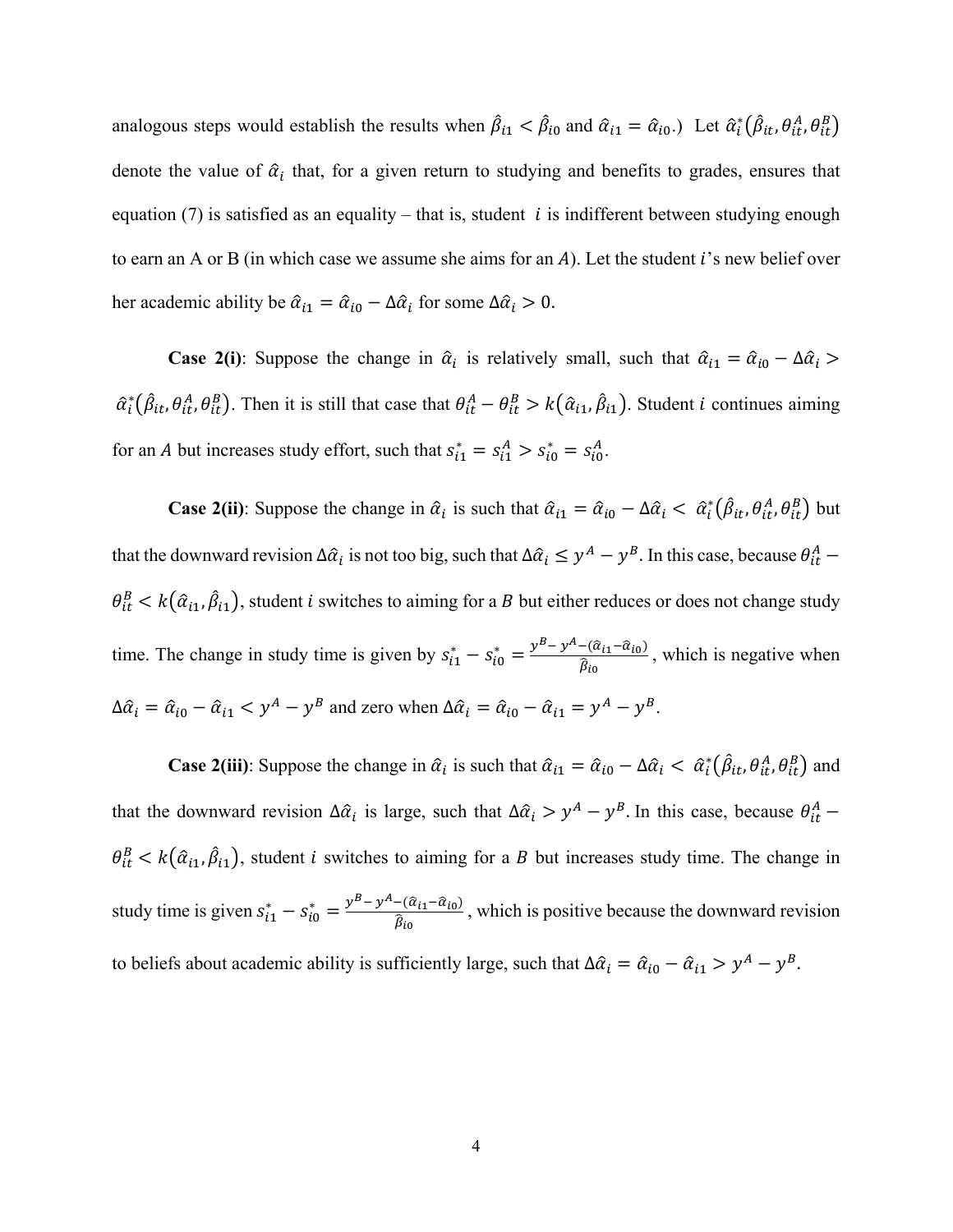analogous steps would establish the results when $\hat{\beta}_{i1} < \hat{\beta}_{i0}$ and $\hat{\alpha}_{i1} = \hat{\alpha}_{i0}$.) Let $\hat{\alpha}_i^*(\hat{\beta}_{it}, \theta_{it}^A, \theta_{it}^B)$ denote the value of $\hat{\alpha}_i$ that, for a given return to studying and benefits to grades, ensures that equation (7) is satisfied as an equality – that is, student $i$ is indifferent between studying enough to earn an A or B (in which case we assume she aims for an $A$). Let the student $i$'s new belief over her academic ability be $\hat{\alpha}_{i1} = \hat{\alpha}_{i0} - \Delta\hat{\alpha}_i$ for some $\Delta\hat{\alpha}_i > 0$.

**Case 2(i)**: Suppose the change in $\hat{\alpha}_i$ is relatively small, such that $\hat{\alpha}_{i1} = \hat{\alpha}_{i0} - \Delta\hat{\alpha}_i > \hat{\alpha}_i^*(\hat{\beta}_{it}, \theta_{it}^A, \theta_{it}^B)$. Then it is still that case that $\theta_{it}^A - \theta_{it}^B > k(\hat{\alpha}_{i1}, \hat{\beta}_{i1})$. Student $i$ continues aiming for an $A$ but increases study effort, such that $s_{i1}^* = s_{i1}^A > s_{i0}^* = s_{i0}^A$.

**Case 2(ii)**: Suppose the change in $\hat{\alpha}_i$ is such that $\hat{\alpha}_{i1} = \hat{\alpha}_{i0} - \Delta\hat{\alpha}_i < \hat{\alpha}_i^*(\hat{\beta}_{it}, \theta_{it}^A, \theta_{it}^B)$ but that the downward revision $\Delta\hat{\alpha}_i$ is not too big, such that $\Delta\hat{\alpha}_i \leq y^A - y^B$. In this case, because $\theta_{it}^A - \theta_{it}^B < k(\hat{\alpha}_{i1}, \hat{\beta}_{i1})$, student $i$ switches to aiming for a $B$ but either reduces or does not change study time. The change in study time is given by $s_{i1}^* - s_{i0}^* = \frac{y^B - y^A - (\hat{\alpha}_{i1} - \hat{\alpha}_{i0})}{\hat{\beta}_{i0}}$, which is negative when $\Delta\hat{\alpha}_i = \hat{\alpha}_{i0} - \hat{\alpha}_{i1} < y^A - y^B$ and zero when $\Delta\hat{\alpha}_i = \hat{\alpha}_{i0} - \hat{\alpha}_{i1} = y^A - y^B$.

**Case 2(iii)**: Suppose the change in $\hat{\alpha}_i$ is such that $\hat{\alpha}_{i1} = \hat{\alpha}_{i0} - \Delta\hat{\alpha}_i < \hat{\alpha}_i^*(\hat{\beta}_{it}, \theta_{it}^A, \theta_{it}^B)$ and that the downward revision $\Delta\hat{\alpha}_i$ is large, such that $\Delta\hat{\alpha}_i > y^A - y^B$. In this case, because $\theta_{it}^A - \theta_{it}^B < k(\hat{\alpha}_{i1}, \hat{\beta}_{i1})$, student $i$ switches to aiming for a $B$ but increases study time. The change in study time is given $s_{i1}^* - s_{i0}^* = \frac{y^B - y^A - (\hat{\alpha}_{i1} - \hat{\alpha}_{i0})}{\hat{\beta}_{i0}}$, which is positive because the downward revision to beliefs about academic ability is sufficiently large, such that $\Delta\hat{\alpha}_i = \hat{\alpha}_{i0} - \hat{\alpha}_{i1} > y^A - y^B$.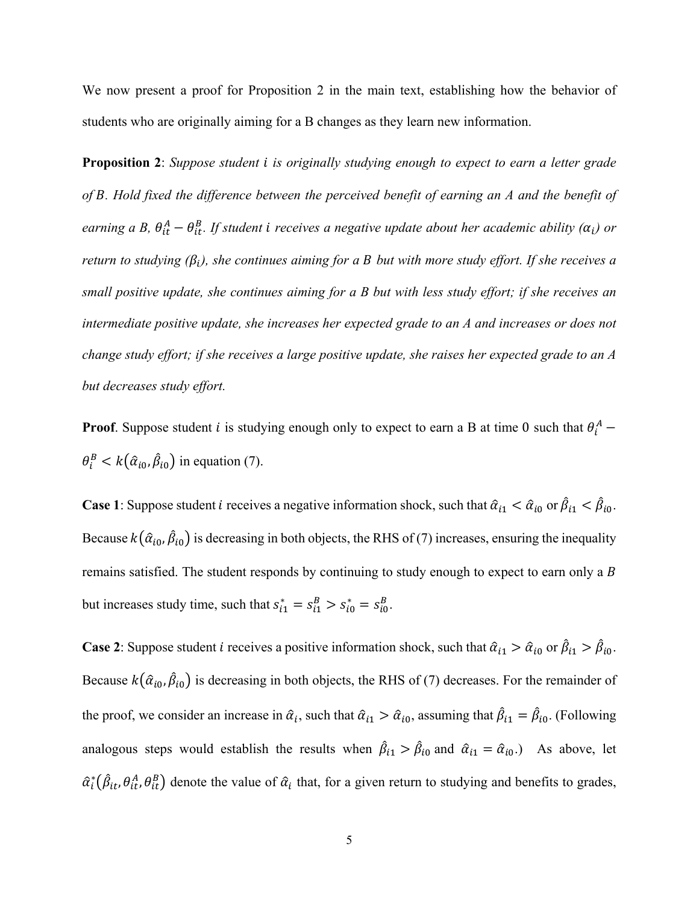We now present a proof for Proposition 2 in the main text, establishing how the behavior of students who are originally aiming for a B changes as they learn new information.

**Proposition 2**: *Suppose student $i$ is originally studying enough to expect to earn a letter grade of B. Hold fixed the difference between the perceived benefit of earning an A and the benefit of earning a B, $\theta_{it}^A - \theta_{it}^B$. If student $i$ receives a negative update about her academic ability ($\alpha_i$) or return to studying ($\beta_i$), she continues aiming for a B but with more study effort. If she receives a small positive update, she continues aiming for a B but with less study effort; if she receives an intermediate positive update, she increases her expected grade to an A and increases or does not change study effort; if she receives a large positive update, she raises her expected grade to an A but decreases study effort.*

**Proof**. Suppose student $i$ is studying enough only to expect to earn a B at time 0 such that $\theta_i^A - \theta_i^B < k(\hat{\alpha}_{i0}, \hat{\beta}_{i0})$ in equation (7).

**Case 1**: Suppose student $i$ receives a negative information shock, such that $\hat{\alpha}_{i1} < \hat{\alpha}_{i0}$ or $\hat{\beta}_{i1} < \hat{\beta}_{i0}$. Because $k(\hat{\alpha}_{i0}, \hat{\beta}_{i0})$ is decreasing in both objects, the RHS of (7) increases, ensuring the inequality remains satisfied. The student responds by continuing to study enough to expect to earn only a *B* but increases study time, such that $s_{i1}^* = s_{i1}^B > s_{i0}^* = s_{i0}^B$.

**Case 2**: Suppose student $i$ receives a positive information shock, such that $\hat{\alpha}_{i1} > \hat{\alpha}_{i0}$ or $\hat{\beta}_{i1} > \hat{\beta}_{i0}$. Because $k(\hat{\alpha}_{i0}, \hat{\beta}_{i0})$ is decreasing in both objects, the RHS of (7) decreases. For the remainder of the proof, we consider an increase in $\hat{\alpha}_i$, such that $\hat{\alpha}_{i1} > \hat{\alpha}_{i0}$, assuming that $\hat{\beta}_{i1} = \hat{\beta}_{i0}$. (Following analogous steps would establish the results when $\hat{\beta}_{i1} > \hat{\beta}_{i0}$ and $\hat{\alpha}_{i1} = \hat{\alpha}_{i0}$.) As above, let $\hat{\alpha}_i^*(\hat{\beta}_{it}, \theta_{it}^A, \theta_{it}^B)$ denote the value of $\hat{\alpha}_i$ that, for a given return to studying and benefits to grades,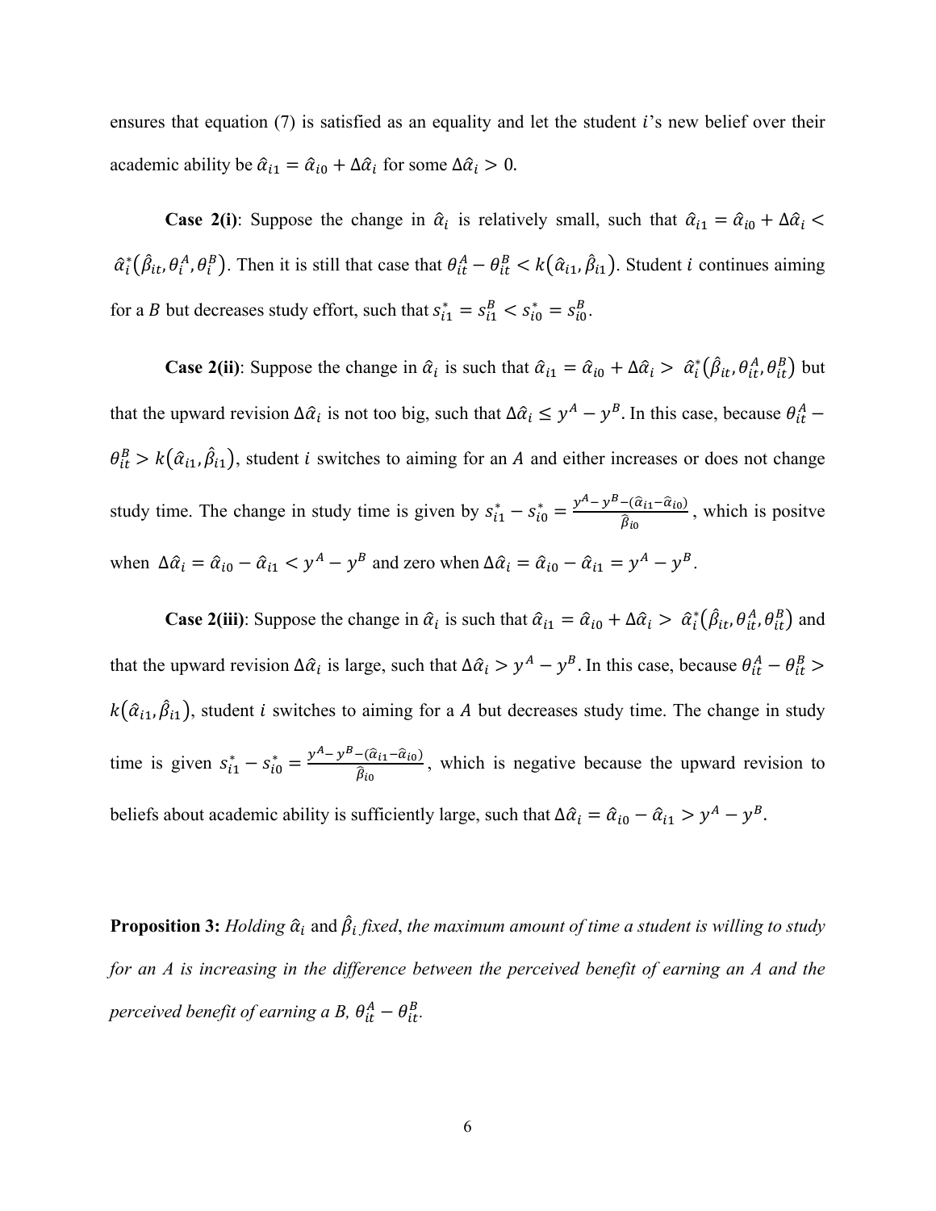ensures that equation (7) is satisfied as an equality and let the student $i$'s new belief over their academic ability be $\hat{\alpha}_{i1} = \hat{\alpha}_{i0} + \Delta\hat{\alpha}_i$ for some $\Delta\hat{\alpha}_i > 0$.

**Case 2(i)**: Suppose the change in $\hat{\alpha}_i$ is relatively small, such that $\hat{\alpha}_{i1} = \hat{\alpha}_{i0} + \Delta\hat{\alpha}_i < \hat{\alpha}_i^*(\hat{\beta}_{it}, \theta_i^A, \theta_i^B)$. Then it is still that case that $\theta_{it}^A - \theta_{it}^B < k(\hat{\alpha}_{i1}, \hat{\beta}_{i1})$. Student $i$ continues aiming for a $B$ but decreases study effort, such that $s_{i1}^* = s_{i1}^B < s_{i0}^* = s_{i0}^B$.

**Case 2(ii)**: Suppose the change in $\hat{\alpha}_i$ is such that $\hat{\alpha}_{i1} = \hat{\alpha}_{i0} + \Delta\hat{\alpha}_i > \hat{\alpha}_i^*(\hat{\beta}_{it}, \theta_{it}^A, \theta_{it}^B)$ but that the upward revision $\Delta\hat{\alpha}_i$ is not too big, such that $\Delta\hat{\alpha}_i \leq y^A - y^B$. In this case, because $\theta_{it}^A - \theta_{it}^B > k(\hat{\alpha}_{i1}, \hat{\beta}_{i1})$, student $i$ switches to aiming for an $A$ and either increases or does not change study time. The change in study time is given by $s_{i1}^* - s_{i0}^* = \frac{y^A - y^B - (\hat{\alpha}_{i1} - \hat{\alpha}_{i0})}{\hat{\beta}_{i0}}$, which is positve when $\Delta\hat{\alpha}_i = \hat{\alpha}_{i0} - \hat{\alpha}_{i1} < y^A - y^B$ and zero when $\Delta\hat{\alpha}_i = \hat{\alpha}_{i0} - \hat{\alpha}_{i1} = y^A - y^B$.

**Case 2(iii)**: Suppose the change in $\hat{\alpha}_i$ is such that $\hat{\alpha}_{i1} = \hat{\alpha}_{i0} + \Delta\hat{\alpha}_i > \hat{\alpha}_i^*(\hat{\beta}_{it}, \theta_{it}^A, \theta_{it}^B)$ and that the upward revision $\Delta\hat{\alpha}_i$ is large, such that $\Delta\hat{\alpha}_i > y^A - y^B$. In this case, because $\theta_{it}^A - \theta_{it}^B > k(\hat{\alpha}_{i1}, \hat{\beta}_{i1})$, student $i$ switches to aiming for a $A$ but decreases study time. The change in study time is given $s_{i1}^* - s_{i0}^* = \frac{y^A - y^B - (\hat{\alpha}_{i1} - \hat{\alpha}_{i0})}{\hat{\beta}_{i0}}$, which is negative because the upward revision to beliefs about academic ability is sufficiently large, such that $\Delta\hat{\alpha}_i = \hat{\alpha}_{i0} - \hat{\alpha}_{i1} > y^A - y^B$.

**Proposition 3:** *Holding $\hat{\alpha}_i$ and $\hat{\beta}_i$ fixed, the maximum amount of time a student is willing to study for an A is increasing in the difference between the perceived benefit of earning an A and the perceived benefit of earning a B, $\theta_{it}^A - \theta_{it}^B$.*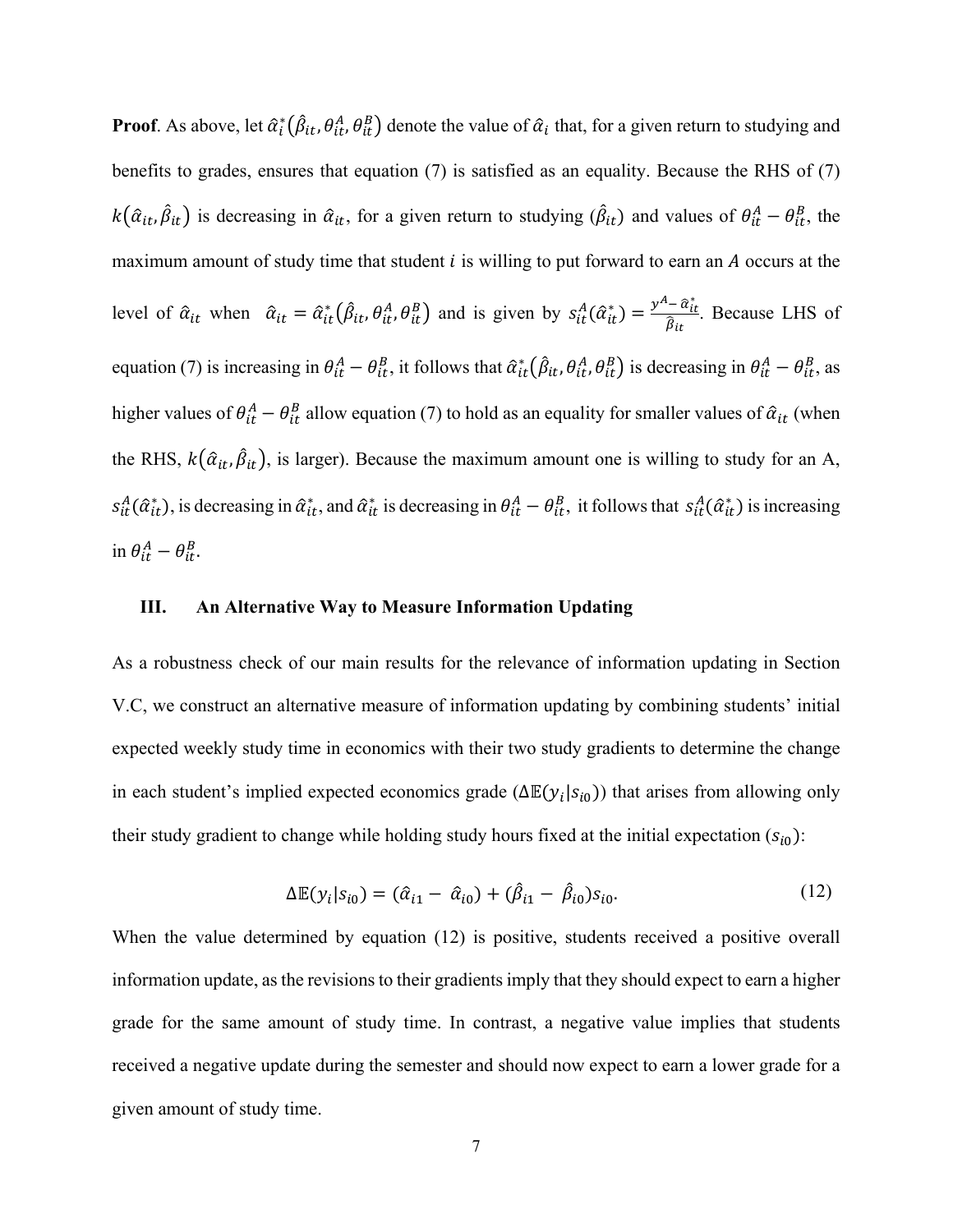**Proof**. As above, let $\hat{\alpha}_i^*(\hat{\beta}_{it}, \theta_{it}^A, \theta_{it}^B)$ denote the value of $\hat{\alpha}_i$ that, for a given return to studying and benefits to grades, ensures that equation (7) is satisfied as an equality. Because the RHS of (7) $k(\hat{\alpha}_{it}, \hat{\beta}_{it})$ is decreasing in $\hat{\alpha}_{it}$, for a given return to studying ($\hat{\beta}_{it}$) and values of $\theta_{it}^A - \theta_{it}^B$, the maximum amount of study time that student $i$ is willing to put forward to earn an $A$ occurs at the level of $\hat{\alpha}_{it}$ when $\hat{\alpha}_{it} = \hat{\alpha}_{it}^*(\hat{\beta}_{it}, \theta_{it}^A, \theta_{it}^B)$ and is given by $s_{it}^A(\hat{\alpha}_{it}^*) = \frac{y^A - \hat{\alpha}_{it}^*}{\hat{\beta}_{it}}$. Because LHS of equation (7) is increasing in $\theta_{it}^A - \theta_{it}^B$, it follows that $\hat{\alpha}_{it}^*(\hat{\beta}_{it}, \theta_{it}^A, \theta_{it}^B)$ is decreasing in $\theta_{it}^A - \theta_{it}^B$, as higher values of $\theta_{it}^A - \theta_{it}^B$ allow equation (7) to hold as an equality for smaller values of $\hat{\alpha}_{it}$ (when the RHS, $k(\hat{\alpha}_{it}, \hat{\beta}_{it})$, is larger). Because the maximum amount one is willing to study for an A, $s_{it}^A(\hat{\alpha}_{it}^*)$, is decreasing in $\hat{\alpha}_{it}^*$, and $\hat{\alpha}_{it}^*$ is decreasing in $\theta_{it}^A - \theta_{it}^B$, it follows that $s_{it}^A(\hat{\alpha}_{it}^*)$ is increasing in $\theta_{it}^A - \theta_{it}^B$.

## III. An Alternative Way to Measure Information Updating

As a robustness check of our main results for the relevance of information updating in Section V.C, we construct an alternative measure of information updating by combining students' initial expected weekly study time in economics with their two study gradients to determine the change in each student's implied expected economics grade ($\Delta\mathbb{E}(y_i|s_{i0})$) that arises from allowing only their study gradient to change while holding study hours fixed at the initial expectation ($s_{i0}$):

$$\Delta\mathbb{E}(y_i|s_{i0}) = (\hat{\alpha}_{i1} - \hat{\alpha}_{i0}) + (\hat{\beta}_{i1} - \hat{\beta}_{i0})s_{i0}. \tag{12}$$

When the value determined by equation (12) is positive, students received a positive overall information update, as the revisions to their gradients imply that they should expect to earn a higher grade for the same amount of study time. In contrast, a negative value implies that students received a negative update during the semester and should now expect to earn a lower grade for a given amount of study time.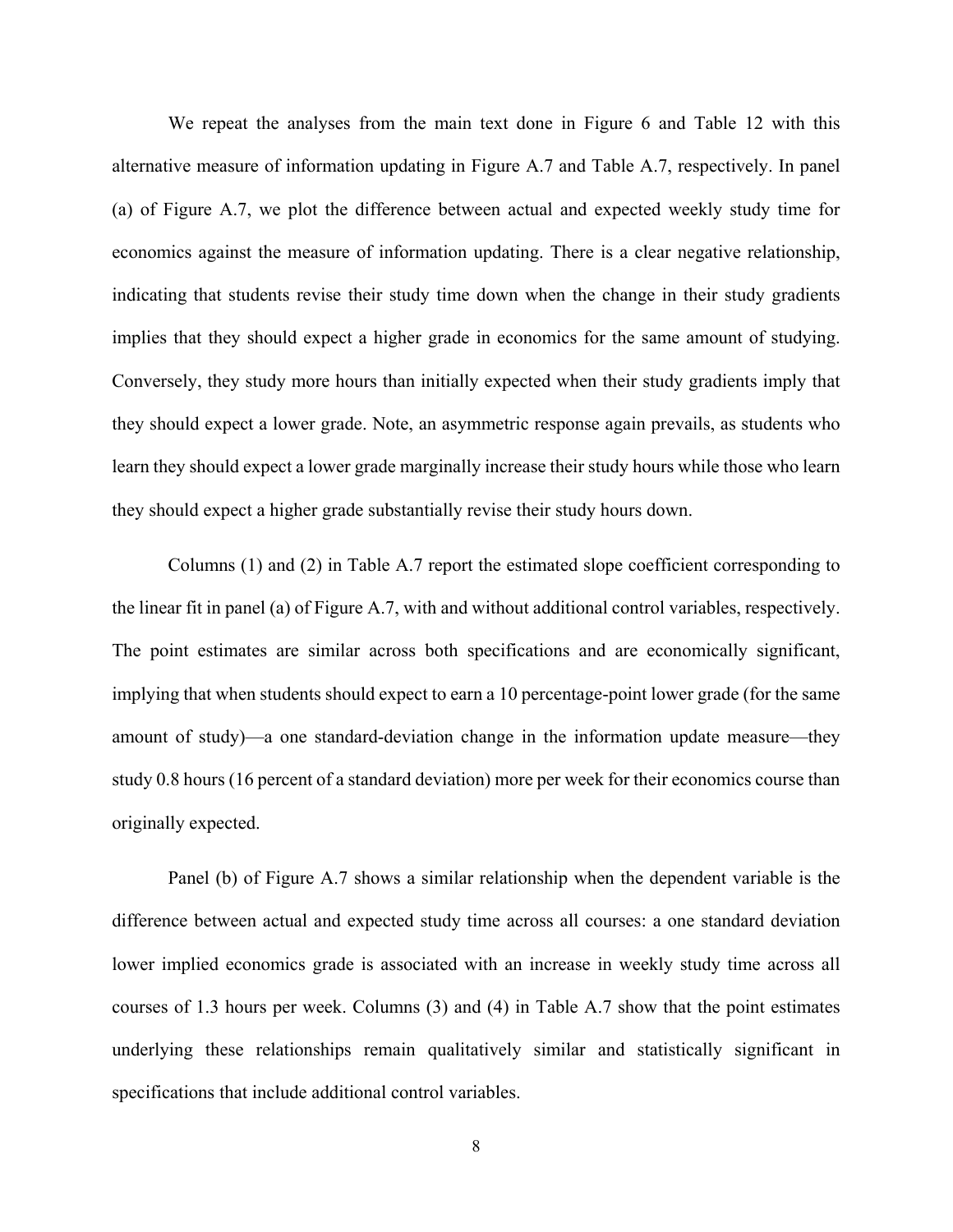We repeat the analyses from the main text done in Figure 6 and Table 12 with this alternative measure of information updating in Figure A.7 and Table A.7, respectively. In panel (a) of Figure A.7, we plot the difference between actual and expected weekly study time for economics against the measure of information updating. There is a clear negative relationship, indicating that students revise their study time down when the change in their study gradients implies that they should expect a higher grade in economics for the same amount of studying. Conversely, they study more hours than initially expected when their study gradients imply that they should expect a lower grade. Note, an asymmetric response again prevails, as students who learn they should expect a lower grade marginally increase their study hours while those who learn they should expect a higher grade substantially revise their study hours down.

Columns (1) and (2) in Table A.7 report the estimated slope coefficient corresponding to the linear fit in panel (a) of Figure A.7, with and without additional control variables, respectively. The point estimates are similar across both specifications and are economically significant, implying that when students should expect to earn a 10 percentage-point lower grade (for the same amount of study)—a one standard-deviation change in the information update measure—they study 0.8 hours (16 percent of a standard deviation) more per week for their economics course than originally expected.

Panel (b) of Figure A.7 shows a similar relationship when the dependent variable is the difference between actual and expected study time across all courses: a one standard deviation lower implied economics grade is associated with an increase in weekly study time across all courses of 1.3 hours per week. Columns (3) and (4) in Table A.7 show that the point estimates underlying these relationships remain qualitatively similar and statistically significant in specifications that include additional control variables.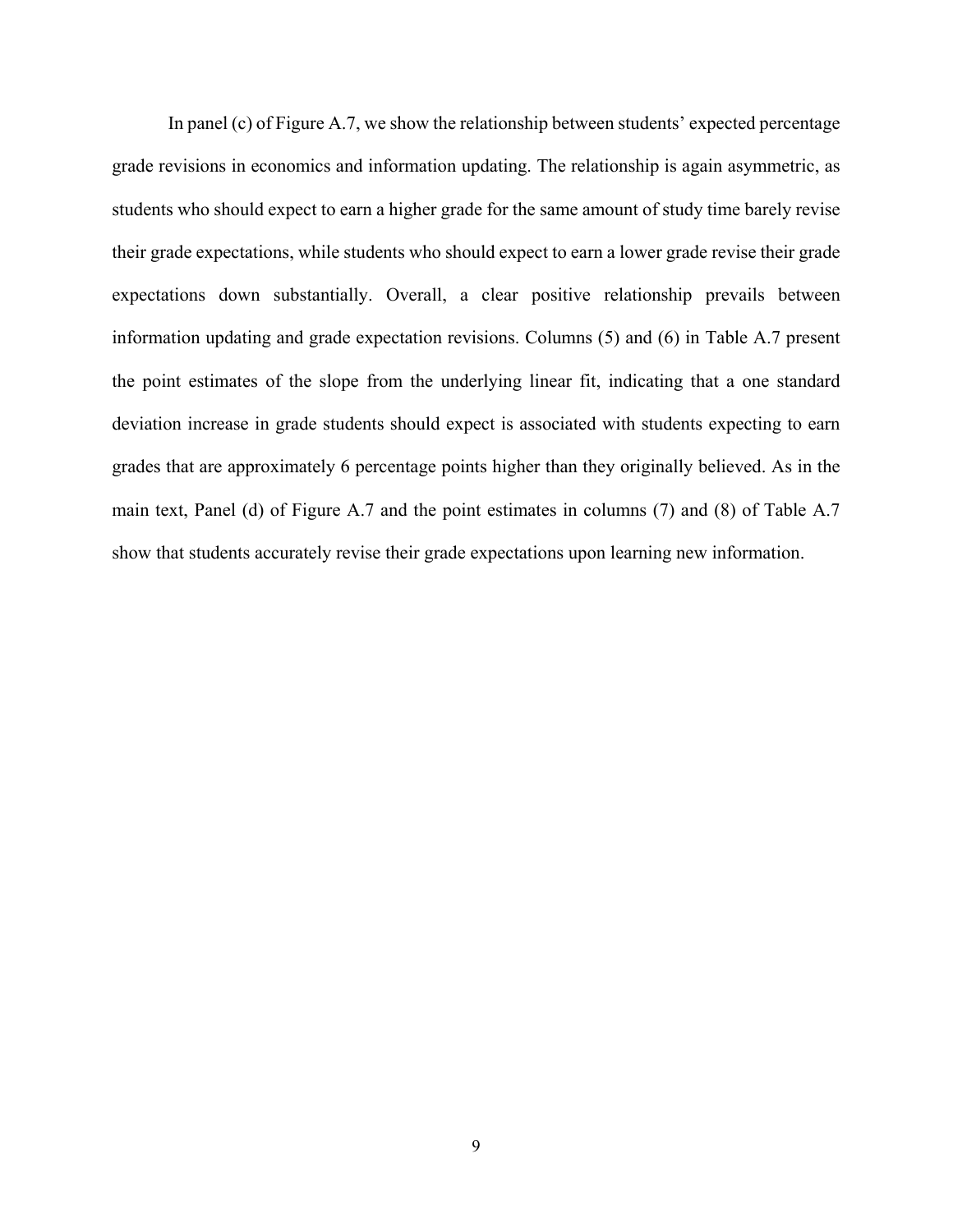In panel (c) of Figure A.7, we show the relationship between students' expected percentage grade revisions in economics and information updating. The relationship is again asymmetric, as students who should expect to earn a higher grade for the same amount of study time barely revise their grade expectations, while students who should expect to earn a lower grade revise their grade expectations down substantially. Overall, a clear positive relationship prevails between information updating and grade expectation revisions. Columns (5) and (6) in Table A.7 present the point estimates of the slope from the underlying linear fit, indicating that a one standard deviation increase in grade students should expect is associated with students expecting to earn grades that are approximately 6 percentage points higher than they originally believed. As in the main text, Panel (d) of Figure A.7 and the point estimates in columns (7) and (8) of Table A.7 show that students accurately revise their grade expectations upon learning new information.